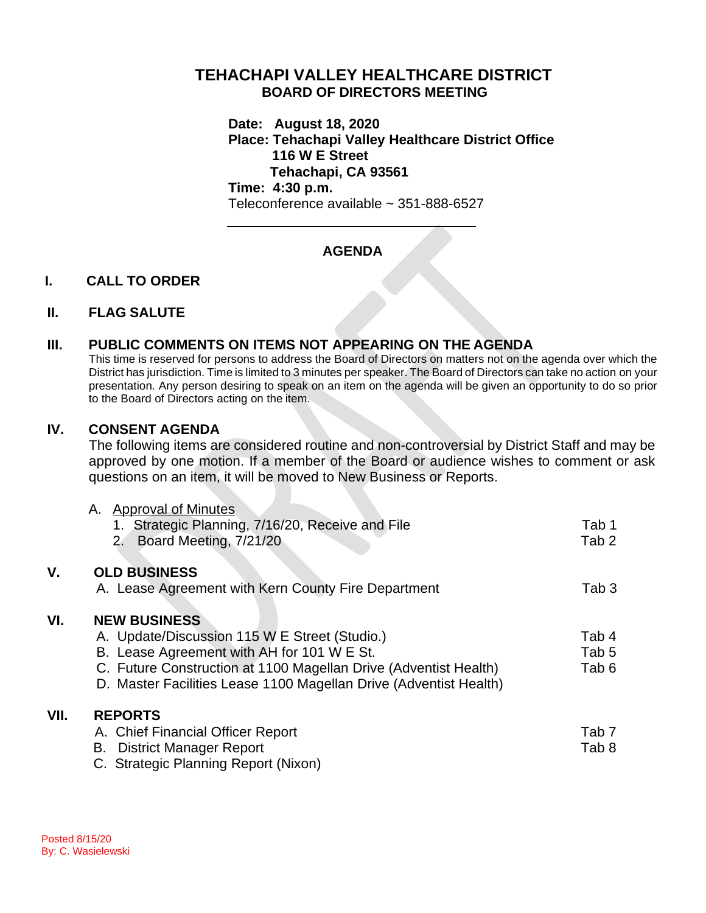# TEHACHAPI VALLEY HEALTHCARE DISTRICT

## BOARD OF DIRECTORS MEETING

**Date: August 18, 2020**
**Place: Tehachapi Valley Healthcare District Office**
**116 W E Street**
**Tehachapi, CA 93561**
**Time: 4:30 p.m.**
Teleconference available ~ 351-888-6527

---

## AGENDA

### I. CALL TO ORDER

### II. FLAG SALUTE

### III. PUBLIC COMMENTS ON ITEMS NOT APPEARING ON THE AGENDA

This time is reserved for persons to address the Board of Directors on matters not on the agenda over which the District has jurisdiction. Time is limited to 3 minutes per speaker. The Board of Directors can take no action on your presentation. Any person desiring to speak on an item on the agenda will be given an opportunity to do so prior to the Board of Directors acting on the item.

### IV. CONSENT AGENDA

The following items are considered routine and non-controversial by District Staff and may be approved by one motion. If a member of the Board or audience wishes to comment or ask questions on an item, it will be moved to New Business or Reports.

A. Approval of Minutes
1. Strategic Planning, 7/16/20, Receive and File — Tab 1
2. Board Meeting, 7/21/20 — Tab 2

### V. OLD BUSINESS

A. Lease Agreement with Kern County Fire Department — Tab 3

### VI. NEW BUSINESS

A. Update/Discussion 115 W E Street (Studio.) — Tab 4
B. Lease Agreement with AH for 101 W E St. — Tab 5
C. Future Construction at 1100 Magellan Drive (Adventist Health) — Tab 6
D. Master Facilities Lease 1100 Magellan Drive (Adventist Health)

### VII. REPORTS

A. Chief Financial Officer Report — Tab 7
B. District Manager Report — Tab 8
C. Strategic Planning Report (Nixon)

Posted 8/15/20
By: C. Wasielewski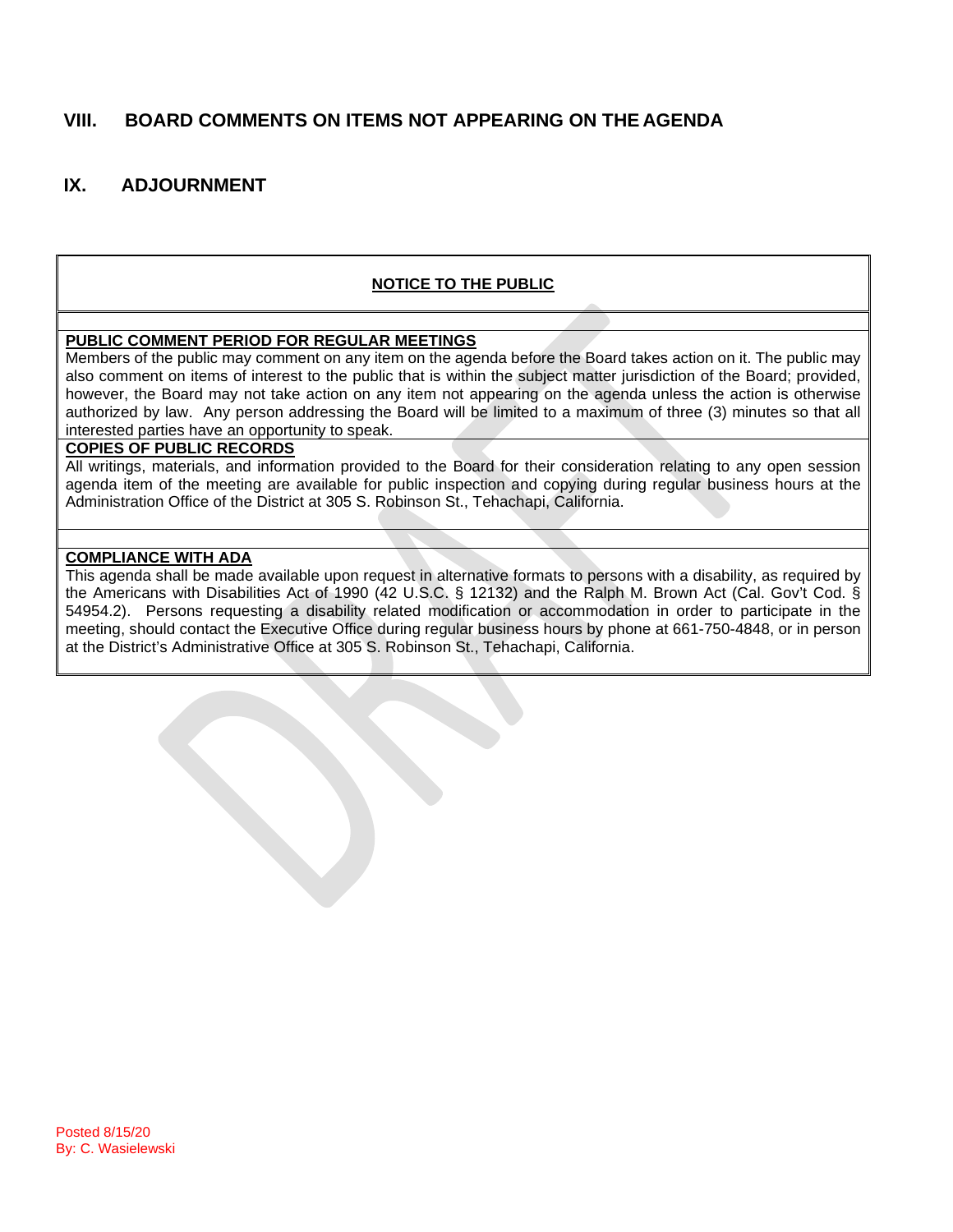## VIII. BOARD COMMENTS ON ITEMS NOT APPEARING ON THE AGENDA

## IX. ADJOURNMENT

**NOTICE TO THE PUBLIC**

**PUBLIC COMMENT PERIOD FOR REGULAR MEETINGS**

Members of the public may comment on any item on the agenda before the Board takes action on it. The public may also comment on items of interest to the public that is within the subject matter jurisdiction of the Board; provided, however, the Board may not take action on any item not appearing on the agenda unless the action is otherwise authorized by law. Any person addressing the Board will be limited to a maximum of three (3) minutes so that all interested parties have an opportunity to speak.

**COPIES OF PUBLIC RECORDS**

All writings, materials, and information provided to the Board for their consideration relating to any open session agenda item of the meeting are available for public inspection and copying during regular business hours at the Administration Office of the District at 305 S. Robinson St., Tehachapi, California.

**COMPLIANCE WITH ADA**

This agenda shall be made available upon request in alternative formats to persons with a disability, as required by the Americans with Disabilities Act of 1990 (42 U.S.C. § 12132) and the Ralph M. Brown Act (Cal. Gov't Cod. § 54954.2). Persons requesting a disability related modification or accommodation in order to participate in the meeting, should contact the Executive Office during regular business hours by phone at 661-750-4848, or in person at the District's Administrative Office at 305 S. Robinson St., Tehachapi, California.

Posted 8/15/20
By: C. Wasielewski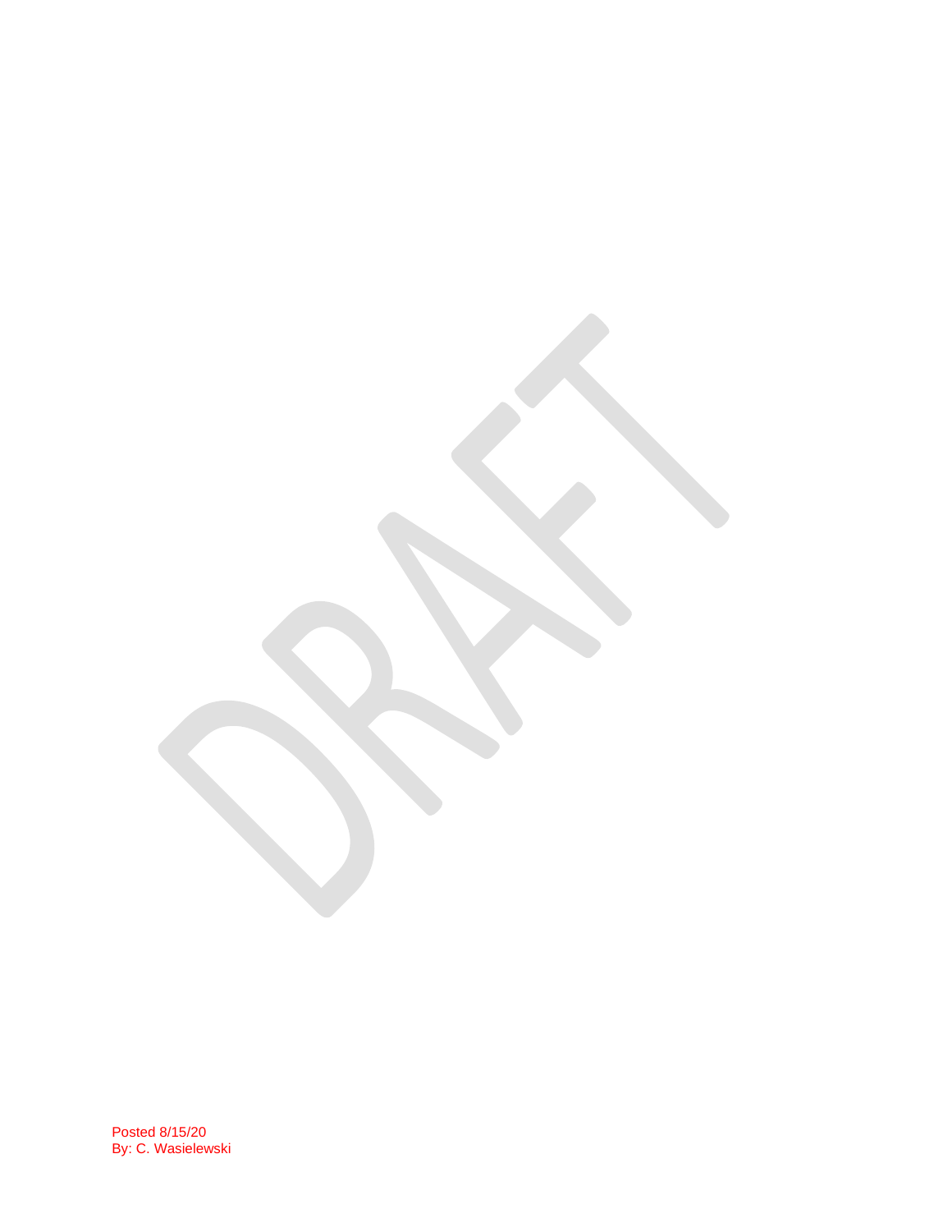Posted 8/15/20
By: C. Wasielewski